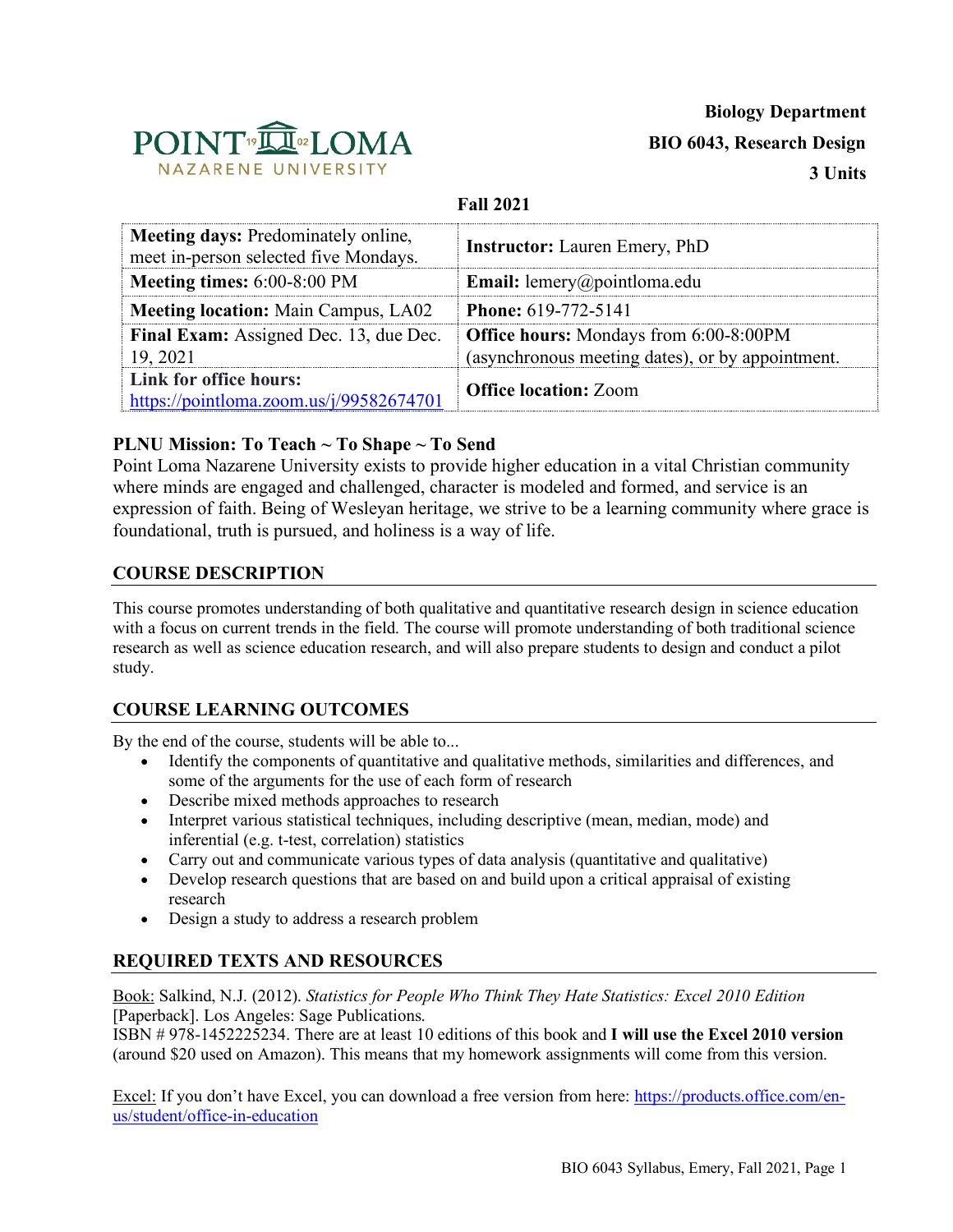**POINT LOMA NAZARENE UNIVERSITY**

**Biology Department**
**BIO 6043, Research Design**
**3 Units**

**Fall 2021**

| | |
|---|---|
| **Meeting days:** Predominately online, meet in-person selected five Mondays. | **Instructor:** Lauren Emery, PhD |
| **Meeting times:** 6:00-8:00 PM | **Email:** lemery@pointloma.edu |
| **Meeting location:** Main Campus, LA02 | **Phone:** 619-772-5141 |
| **Final Exam:** Assigned Dec. 13, due Dec. 19, 2021 | **Office hours:** Mondays from 6:00-8:00PM (asynchronous meeting dates), or by appointment. |
| **Link for office hours:** https://pointloma.zoom.us/j/99582674701 | **Office location:** Zoom |

**PLNU Mission: To Teach ~ To Shape ~ To Send**

Point Loma Nazarene University exists to provide higher education in a vital Christian community where minds are engaged and challenged, character is modeled and formed, and service is an expression of faith. Being of Wesleyan heritage, we strive to be a learning community where grace is foundational, truth is pursued, and holiness is a way of life.

## COURSE DESCRIPTION

This course promotes understanding of both qualitative and quantitative research design in science education with a focus on current trends in the field. The course will promote understanding of both traditional science research as well as science education research, and will also prepare students to design and conduct a pilot study.

## COURSE LEARNING OUTCOMES

By the end of the course, students will be able to...

- Identify the components of quantitative and qualitative methods, similarities and differences, and some of the arguments for the use of each form of research
- Describe mixed methods approaches to research
- Interpret various statistical techniques, including descriptive (mean, median, mode) and inferential (e.g. t-test, correlation) statistics
- Carry out and communicate various types of data analysis (quantitative and qualitative)
- Develop research questions that are based on and build upon a critical appraisal of existing research
- Design a study to address a research problem

## REQUIRED TEXTS AND RESOURCES

Book: Salkind, N.J. (2012). *Statistics for People Who Think They Hate Statistics: Excel 2010 Edition* [Paperback]. Los Angeles: Sage Publications.
ISBN # 978-1452225234. There are at least 10 editions of this book and **I will use the Excel 2010 version** (around $20 used on Amazon). This means that my homework assignments will come from this version.

Excel: If you don't have Excel, you can download a free version from here: https://products.office.com/en-us/student/office-in-education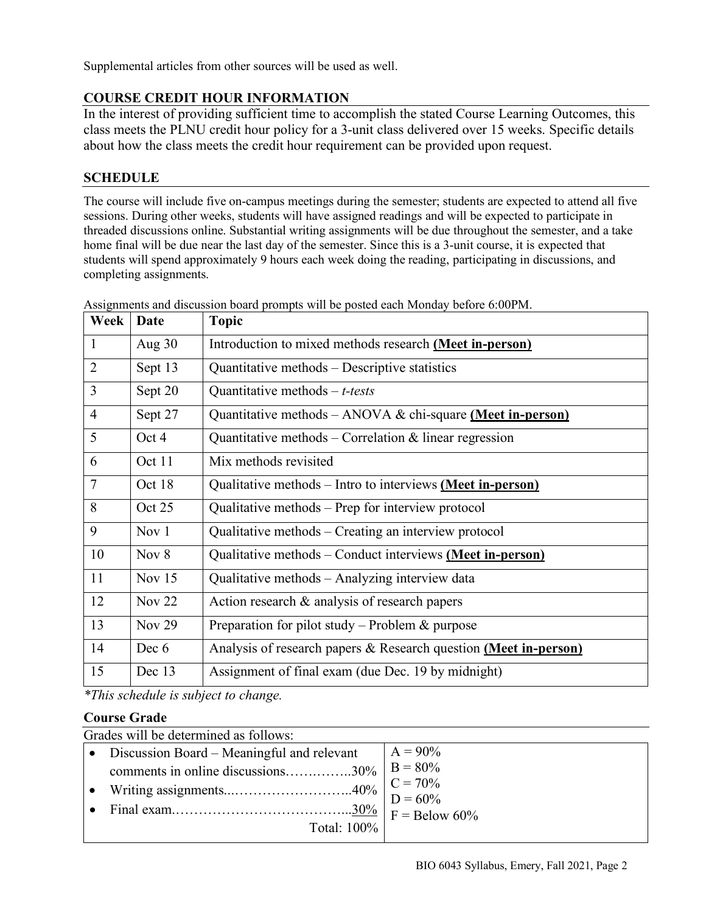Supplemental articles from other sources will be used as well.

## COURSE CREDIT HOUR INFORMATION

In the interest of providing sufficient time to accomplish the stated Course Learning Outcomes, this class meets the PLNU credit hour policy for a 3-unit class delivered over 15 weeks. Specific details about how the class meets the credit hour requirement can be provided upon request.

## SCHEDULE

The course will include five on-campus meetings during the semester; students are expected to attend all five sessions. During other weeks, students will have assigned readings and will be expected to participate in threaded discussions online. Substantial writing assignments will be due throughout the semester, and a take home final will be due near the last day of the semester. Since this is a 3-unit course, it is expected that students will spend approximately 9 hours each week doing the reading, participating in discussions, and completing assignments.

Assignments and discussion board prompts will be posted each Monday before 6:00PM.

| Week | Date | Topic |
|---|---|---|
| 1 | Aug 30 | Introduction to mixed methods research **(Meet in-person)** |
| 2 | Sept 13 | Quantitative methods – Descriptive statistics |
| 3 | Sept 20 | Quantitative methods – *t-tests* |
| 4 | Sept 27 | Quantitative methods – ANOVA & chi-square **(Meet in-person)** |
| 5 | Oct 4 | Quantitative methods – Correlation & linear regression |
| 6 | Oct 11 | Mix methods revisited |
| 7 | Oct 18 | Qualitative methods – Intro to interviews **(Meet in-person)** |
| 8 | Oct 25 | Qualitative methods – Prep for interview protocol |
| 9 | Nov 1 | Qualitative methods – Creating an interview protocol |
| 10 | Nov 8 | Qualitative methods – Conduct interviews **(Meet in-person)** |
| 11 | Nov 15 | Qualitative methods – Analyzing interview data |
| 12 | Nov 22 | Action research & analysis of research papers |
| 13 | Nov 29 | Preparation for pilot study – Problem & purpose |
| 14 | Dec 6 | Analysis of research papers & Research question **(Meet in-person)** |
| 15 | Dec 13 | Assignment of final exam (due Dec. 19 by midnight) |

*\*This schedule is subject to change.*

### Course Grade

Grades will be determined as follows:

| | |
|---|---|
| • Discussion Board – Meaningful and relevant comments in online discussions……..……..30%<br>• Writing assignments...……………………..40%<br>• Final exam.………………………………...30%<br>Total: 100% | A = 90%<br>B = 80%<br>C = 70%<br>D = 60%<br>F = Below 60% |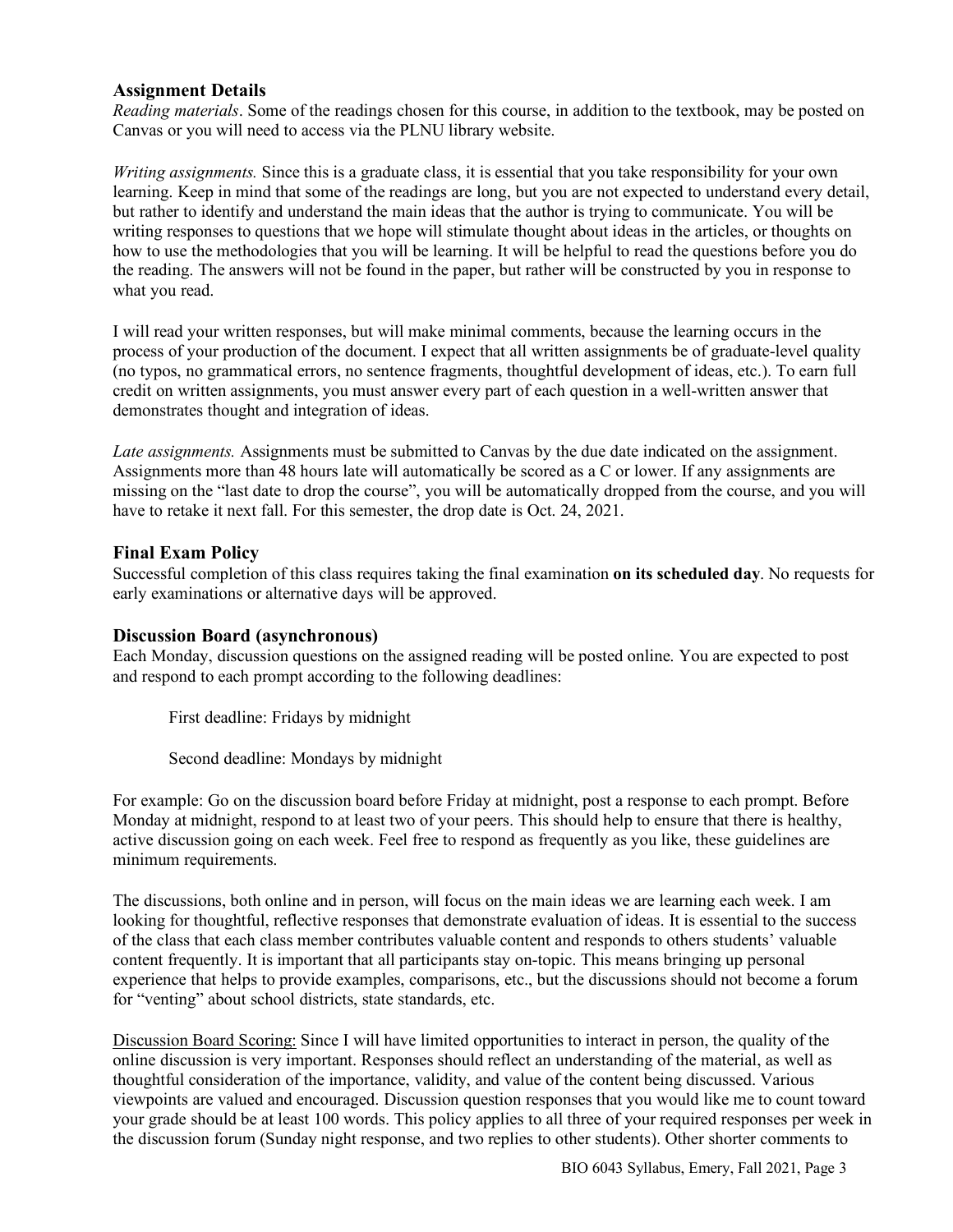## Assignment Details

*Reading materials*. Some of the readings chosen for this course, in addition to the textbook, may be posted on Canvas or you will need to access via the PLNU library website.

*Writing assignments.* Since this is a graduate class, it is essential that you take responsibility for your own learning. Keep in mind that some of the readings are long, but you are not expected to understand every detail, but rather to identify and understand the main ideas that the author is trying to communicate. You will be writing responses to questions that we hope will stimulate thought about ideas in the articles, or thoughts on how to use the methodologies that you will be learning. It will be helpful to read the questions before you do the reading. The answers will not be found in the paper, but rather will be constructed by you in response to what you read.

I will read your written responses, but will make minimal comments, because the learning occurs in the process of your production of the document. I expect that all written assignments be of graduate-level quality (no typos, no grammatical errors, no sentence fragments, thoughtful development of ideas, etc.). To earn full credit on written assignments, you must answer every part of each question in a well-written answer that demonstrates thought and integration of ideas.

*Late assignments.* Assignments must be submitted to Canvas by the due date indicated on the assignment. Assignments more than 48 hours late will automatically be scored as a C or lower. If any assignments are missing on the "last date to drop the course", you will be automatically dropped from the course, and you will have to retake it next fall. For this semester, the drop date is Oct. 24, 2021.

## Final Exam Policy

Successful completion of this class requires taking the final examination **on its scheduled day**. No requests for early examinations or alternative days will be approved.

## Discussion Board (asynchronous)

Each Monday, discussion questions on the assigned reading will be posted online. You are expected to post and respond to each prompt according to the following deadlines:

First deadline: Fridays by midnight

Second deadline: Mondays by midnight

For example: Go on the discussion board before Friday at midnight, post a response to each prompt. Before Monday at midnight, respond to at least two of your peers. This should help to ensure that there is healthy, active discussion going on each week. Feel free to respond as frequently as you like, these guidelines are minimum requirements.

The discussions, both online and in person, will focus on the main ideas we are learning each week. I am looking for thoughtful, reflective responses that demonstrate evaluation of ideas. It is essential to the success of the class that each class member contributes valuable content and responds to others students' valuable content frequently. It is important that all participants stay on-topic. This means bringing up personal experience that helps to provide examples, comparisons, etc., but the discussions should not become a forum for "venting" about school districts, state standards, etc.

Discussion Board Scoring: Since I will have limited opportunities to interact in person, the quality of the online discussion is very important. Responses should reflect an understanding of the material, as well as thoughtful consideration of the importance, validity, and value of the content being discussed. Various viewpoints are valued and encouraged. Discussion question responses that you would like me to count toward your grade should be at least 100 words. This policy applies to all three of your required responses per week in the discussion forum (Sunday night response, and two replies to other students). Other shorter comments to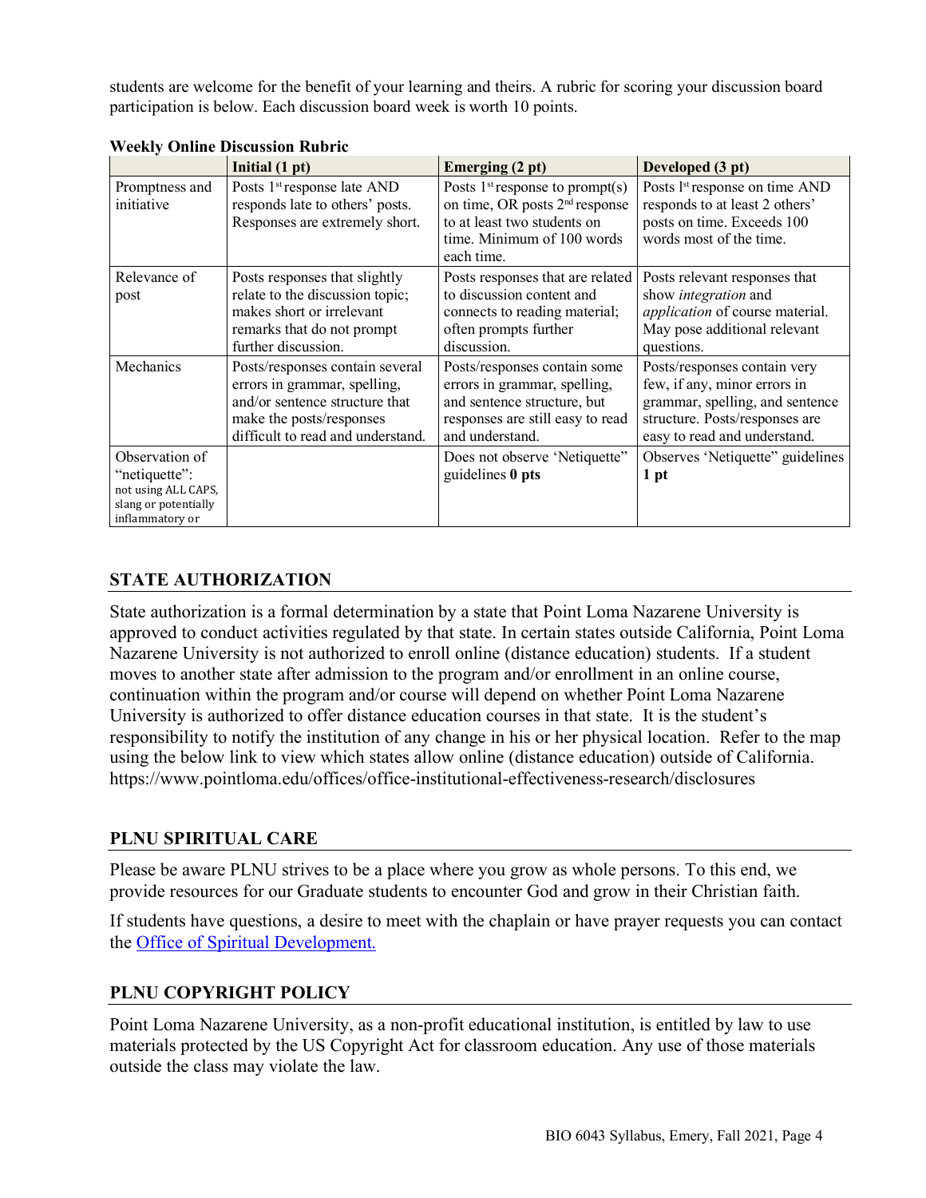students are welcome for the benefit of your learning and theirs. A rubric for scoring your discussion board participation is below. Each discussion board week is worth 10 points.

**Weekly Online Discussion Rubric**

| | **Initial (1 pt)** | **Emerging (2 pt)** | **Developed (3 pt)** |
|---|---|---|---|
| Promptness and initiative | Posts 1st response late AND responds late to others' posts. Responses are extremely short. | Posts 1st response to prompt(s) on time, OR posts 2nd response to at least two students on time. Minimum of 100 words each time. | Posts 1st response on time AND responds to at least 2 others' posts on time. Exceeds 100 words most of the time. |
| Relevance of post | Posts responses that slightly relate to the discussion topic; makes short or irrelevant remarks that do not prompt further discussion. | Posts responses that are related to discussion content and connects to reading material; often prompts further discussion. | Posts relevant responses that show *integration* and *application* of course material. May pose additional relevant questions. |
| Mechanics | Posts/responses contain several errors in grammar, spelling, and/or sentence structure that make the posts/responses difficult to read and understand. | Posts/responses contain some errors in grammar, spelling, and sentence structure, but responses are still easy to read and understand. | Posts/responses contain very few, if any, minor errors in grammar, spelling, and sentence structure. Posts/responses are easy to read and understand. |
| Observation of "netiquette": not using ALL CAPS, slang or potentially inflammatory or | | Does not observe 'Netiquette" guidelines **0 pts** | Observes 'Netiquette" guidelines **1 pt** |

## STATE AUTHORIZATION

State authorization is a formal determination by a state that Point Loma Nazarene University is approved to conduct activities regulated by that state. In certain states outside California, Point Loma Nazarene University is not authorized to enroll online (distance education) students. If a student moves to another state after admission to the program and/or enrollment in an online course, continuation within the program and/or course will depend on whether Point Loma Nazarene University is authorized to offer distance education courses in that state. It is the student's responsibility to notify the institution of any change in his or her physical location. Refer to the map using the below link to view which states allow online (distance education) outside of California. https://www.pointloma.edu/offices/office-institutional-effectiveness-research/disclosures

## PLNU SPIRITUAL CARE

Please be aware PLNU strives to be a place where you grow as whole persons. To this end, we provide resources for our Graduate students to encounter God and grow in their Christian faith.

If students have questions, a desire to meet with the chaplain or have prayer requests you can contact the Office of Spiritual Development.

## PLNU COPYRIGHT POLICY

Point Loma Nazarene University, as a non-profit educational institution, is entitled by law to use materials protected by the US Copyright Act for classroom education. Any use of those materials outside the class may violate the law.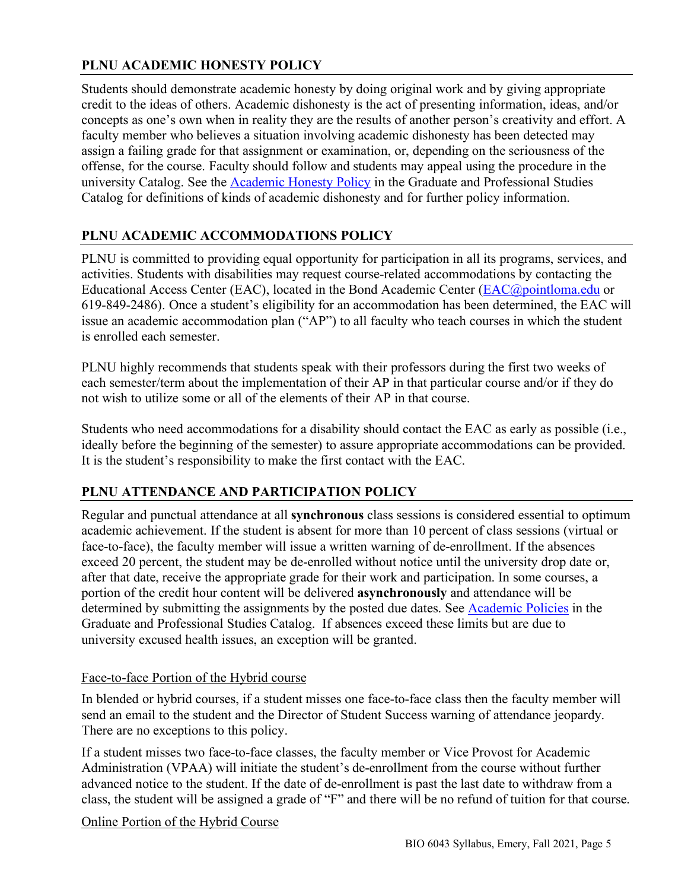## PLNU ACADEMIC HONESTY POLICY

Students should demonstrate academic honesty by doing original work and by giving appropriate credit to the ideas of others. Academic dishonesty is the act of presenting information, ideas, and/or concepts as one's own when in reality they are the results of another person's creativity and effort. A faculty member who believes a situation involving academic dishonesty has been detected may assign a failing grade for that assignment or examination, or, depending on the seriousness of the offense, for the course. Faculty should follow and students may appeal using the procedure in the university Catalog. See the Academic Honesty Policy in the Graduate and Professional Studies Catalog for definitions of kinds of academic dishonesty and for further policy information.

## PLNU ACADEMIC ACCOMMODATIONS POLICY

PLNU is committed to providing equal opportunity for participation in all its programs, services, and activities. Students with disabilities may request course-related accommodations by contacting the Educational Access Center (EAC), located in the Bond Academic Center (EAC@pointloma.edu or 619-849-2486). Once a student's eligibility for an accommodation has been determined, the EAC will issue an academic accommodation plan ("AP") to all faculty who teach courses in which the student is enrolled each semester.

PLNU highly recommends that students speak with their professors during the first two weeks of each semester/term about the implementation of their AP in that particular course and/or if they do not wish to utilize some or all of the elements of their AP in that course.

Students who need accommodations for a disability should contact the EAC as early as possible (i.e., ideally before the beginning of the semester) to assure appropriate accommodations can be provided. It is the student's responsibility to make the first contact with the EAC.

## PLNU ATTENDANCE AND PARTICIPATION POLICY

Regular and punctual attendance at all **synchronous** class sessions is considered essential to optimum academic achievement. If the student is absent for more than 10 percent of class sessions (virtual or face-to-face), the faculty member will issue a written warning of de-enrollment. If the absences exceed 20 percent, the student may be de-enrolled without notice until the university drop date or, after that date, receive the appropriate grade for their work and participation. In some courses, a portion of the credit hour content will be delivered **asynchronously** and attendance will be determined by submitting the assignments by the posted due dates. See Academic Policies in the Graduate and Professional Studies Catalog. If absences exceed these limits but are due to university excused health issues, an exception will be granted.

### Face-to-face Portion of the Hybrid course

In blended or hybrid courses, if a student misses one face-to-face class then the faculty member will send an email to the student and the Director of Student Success warning of attendance jeopardy. There are no exceptions to this policy.

If a student misses two face-to-face classes, the faculty member or Vice Provost for Academic Administration (VPAA) will initiate the student's de-enrollment from the course without further advanced notice to the student. If the date of de-enrollment is past the last date to withdraw from a class, the student will be assigned a grade of "F" and there will be no refund of tuition for that course.

### Online Portion of the Hybrid Course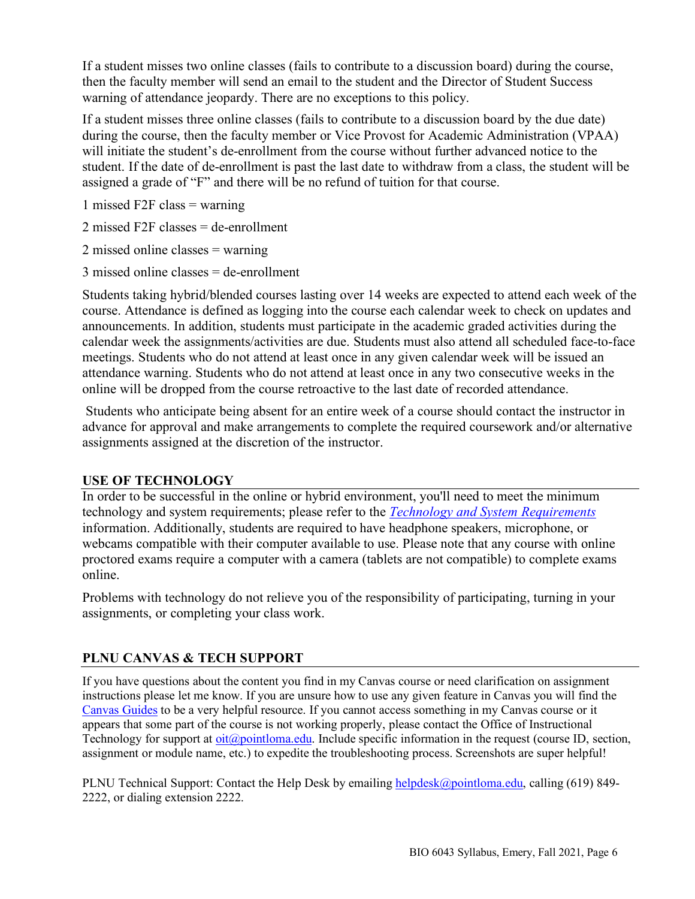If a student misses two online classes (fails to contribute to a discussion board) during the course, then the faculty member will send an email to the student and the Director of Student Success warning of attendance jeopardy. There are no exceptions to this policy.

If a student misses three online classes (fails to contribute to a discussion board by the due date) during the course, then the faculty member or Vice Provost for Academic Administration (VPAA) will initiate the student's de-enrollment from the course without further advanced notice to the student. If the date of de-enrollment is past the last date to withdraw from a class, the student will be assigned a grade of "F" and there will be no refund of tuition for that course.

1 missed F2F class = warning

2 missed F2F classes = de-enrollment

2 missed online classes = warning

3 missed online classes = de-enrollment

Students taking hybrid/blended courses lasting over 14 weeks are expected to attend each week of the course. Attendance is defined as logging into the course each calendar week to check on updates and announcements. In addition, students must participate in the academic graded activities during the calendar week the assignments/activities are due. Students must also attend all scheduled face-to-face meetings. Students who do not attend at least once in any given calendar week will be issued an attendance warning. Students who do not attend at least once in any two consecutive weeks in the online will be dropped from the course retroactive to the last date of recorded attendance.

Students who anticipate being absent for an entire week of a course should contact the instructor in advance for approval and make arrangements to complete the required coursework and/or alternative assignments assigned at the discretion of the instructor.

## USE OF TECHNOLOGY

In order to be successful in the online or hybrid environment, you'll need to meet the minimum technology and system requirements; please refer to the *Technology and System Requirements* information. Additionally, students are required to have headphone speakers, microphone, or webcams compatible with their computer available to use. Please note that any course with online proctored exams require a computer with a camera (tablets are not compatible) to complete exams online.

Problems with technology do not relieve you of the responsibility of participating, turning in your assignments, or completing your class work.

## PLNU CANVAS & TECH SUPPORT

If you have questions about the content you find in my Canvas course or need clarification on assignment instructions please let me know. If you are unsure how to use any given feature in Canvas you will find the Canvas Guides to be a very helpful resource. If you cannot access something in my Canvas course or it appears that some part of the course is not working properly, please contact the Office of Instructional Technology for support at oit@pointloma.edu. Include specific information in the request (course ID, section, assignment or module name, etc.) to expedite the troubleshooting process. Screenshots are super helpful!

PLNU Technical Support: Contact the Help Desk by emailing helpdesk@pointloma.edu, calling (619) 849-2222, or dialing extension 2222.